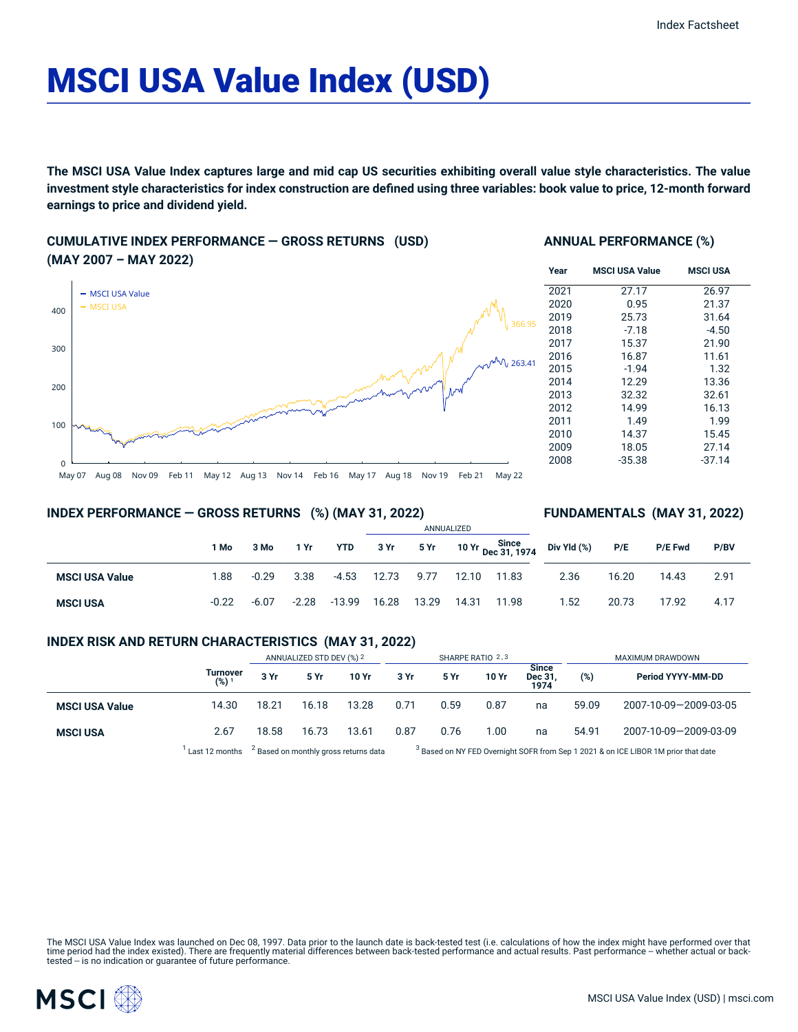# MSCI USA Value Index (USD)

**The MSCI USA Value Index captures large and mid cap US securities exhibiting overall value style characteristics. The value investment style characteristics for index construction are defined using three variables: book value to price, 12-month forward earnings to price and dividend yield.**

## CUMULATIVE INDEX PERFORMANCE — GROSS RETURNS (USD) (MAY 2007 – MAY 2022)

## ANNUAL PERFORMANCE (%)

| Year | MSCI USA Value | MSCI USA |
|---|---|---|
| 2021 | 27.17 | 26.97 |
| 2020 | 0.95 | 21.37 |
| 2019 | 25.73 | 31.64 |
| 2018 | -7.18 | -4.50 |
| 2017 | 15.37 | 21.90 |
| 2016 | 16.87 | 11.61 |
| 2015 | -1.94 | 1.32 |
| 2014 | 12.29 | 13.36 |
| 2013 | 32.32 | 32.61 |
| 2012 | 14.99 | 16.13 |
| 2011 | 1.49 | 1.99 |
| 2010 | 14.37 | 15.45 |
| 2009 | 18.05 | 27.14 |
| 2008 | -35.38 | -37.14 |

## INDEX PERFORMANCE — GROSS RETURNS (%) (MAY 31, 2022)

## FUNDAMENTALS (MAY 31, 2022)

| | 1 Mo | 3 Mo | 1 Yr | YTD | ANNUALIZED 3 Yr | 5 Yr | 10 Yr | Since Dec 31, 1974 | Div Yld (%) | P/E | P/E Fwd | P/BV |
|---|---|---|---|---|---|---|---|---|---|---|---|---|
| **MSCI USA Value** | 1.88 | -0.29 | 3.38 | -4.53 | 12.73 | 9.77 | 12.10 | 11.83 | 2.36 | 16.20 | 14.43 | 2.91 |
| **MSCI USA** | -0.22 | -6.07 | -2.28 | -13.99 | 16.28 | 13.29 | 14.31 | 11.98 | 1.52 | 20.73 | 17.92 | 4.17 |

## INDEX RISK AND RETURN CHARACTERISTICS (MAY 31, 2022)

| | Turnover (%) [1] | ANNUALIZED STD DEV (%) [2] | | | SHARPE RATIO [2,3] | | | | MAXIMUM DRAWDOWN | |
|---|---|---|---|---|---|---|---|---|---|---|
| | | 3 Yr | 5 Yr | 10 Yr | 3 Yr | 5 Yr | 10 Yr | Since Dec 31, 1974 | (%) | Period YYYY-MM-DD |
| **MSCI USA Value** | 14.30 | 18.21 | 16.18 | 13.28 | 0.71 | 0.59 | 0.87 | na | 59.09 | 2007-10-09—2009-03-05 |
| **MSCI USA** | 2.67 | 18.58 | 16.73 | 13.61 | 0.87 | 0.76 | 1.00 | na | 54.91 | 2007-10-09—2009-03-09 |

[1] Last 12 months [2] Based on monthly gross returns data [3] Based on NY FED Overnight SOFR from Sep 1 2021 & on ICE LIBOR 1M prior that date

The MSCI USA Value Index was launched on Dec 08, 1997. Data prior to the launch date is back-tested test (i.e. calculations of how the index might have performed over that time period had the index existed). There are frequently material differences between back-tested performance and actual results. Past performance -- whether actual or back-tested -- is no indication or guarantee of future performance.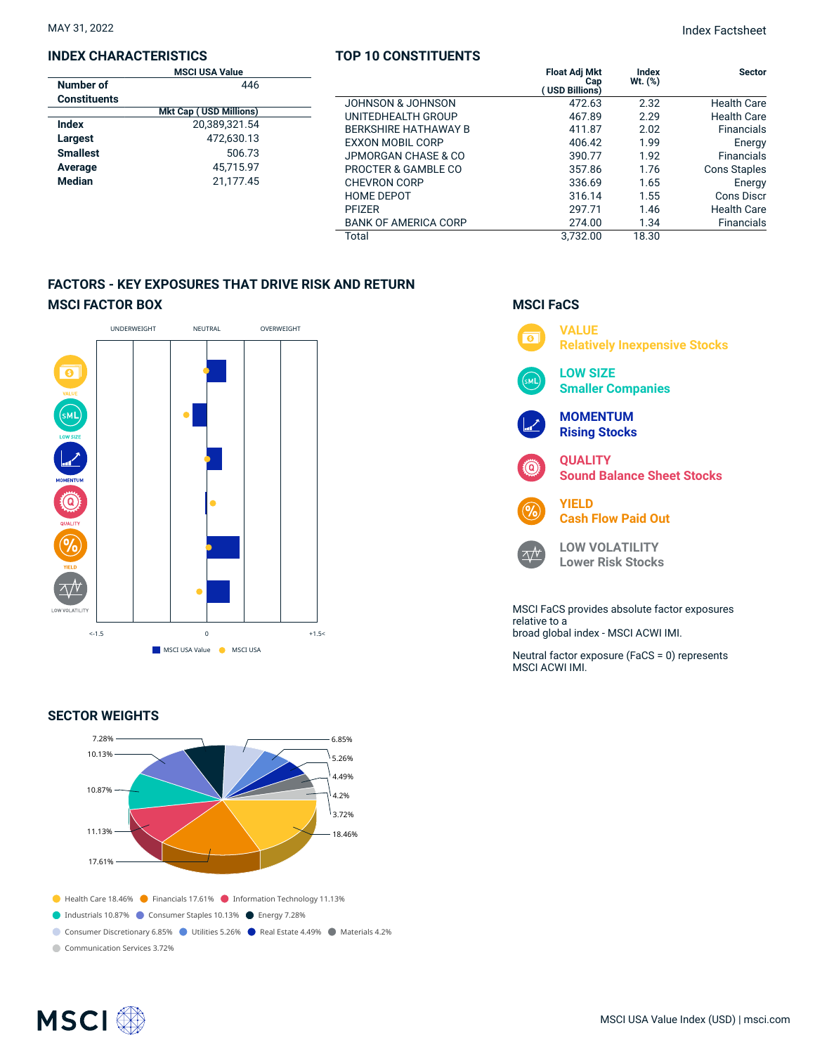MAY 31, 2022

Index Factsheet

## INDEX CHARACTERISTICS

| | MSCI USA Value |
|---|---|
| **Number of Constituents** | 446 |
| | **Mkt Cap ( USD Millions)** |
| **Index** | 20,389,321.54 |
| **Largest** | 472,630.13 |
| **Smallest** | 506.73 |
| **Average** | 45,715.97 |
| **Median** | 21,177.45 |

## TOP 10 CONSTITUENTS

| | Float Adj Mkt Cap ( USD Billions) | Index Wt. (%) | Sector |
|---|---|---|---|
| JOHNSON & JOHNSON | 472.63 | 2.32 | Health Care |
| UNITEDHEALTH GROUP | 467.89 | 2.29 | Health Care |
| BERKSHIRE HATHAWAY B | 411.87 | 2.02 | Financials |
| EXXON MOBIL CORP | 406.42 | 1.99 | Energy |
| JPMORGAN CHASE & CO | 390.77 | 1.92 | Financials |
| PROCTER & GAMBLE CO | 357.86 | 1.76 | Cons Staples |
| CHEVRON CORP | 336.69 | 1.65 | Energy |
| HOME DEPOT | 316.14 | 1.55 | Cons Discr |
| PFIZER | 297.71 | 1.46 | Health Care |
| BANK OF AMERICA CORP | 274.00 | 1.34 | Financials |
| Total | 3,732.00 | 18.30 | |

## FACTORS - KEY EXPOSURES THAT DRIVE RISK AND RETURN

### MSCI FACTOR BOX

UNDERWEIGHT NEUTRAL OVERWEIGHT

VALUE, LOW SIZE, MOMENTUM, QUALITY, YIELD, LOW VOLATILITY

<-1.5 0 +1.5<

MSCI USA Value MSCI USA

### MSCI FaCS

**VALUE**
Relatively Inexpensive Stocks

**LOW SIZE**
Smaller Companies

**MOMENTUM**
Rising Stocks

**QUALITY**
Sound Balance Sheet Stocks

**YIELD**
Cash Flow Paid Out

**LOW VOLATILITY**
Lower Risk Stocks

MSCI FaCS provides absolute factor exposures relative to a broad global index - MSCI ACWI IMI.

Neutral factor exposure (FaCS = 0) represents MSCI ACWI IMI.

## SECTOR WEIGHTS

- Health Care 18.46%
- Financials 17.61%
- Information Technology 11.13%
- Industrials 10.87%
- Consumer Staples 10.13%
- Energy 7.28%
- Consumer Discretionary 6.85%
- Utilities 5.26%
- Real Estate 4.49%
- Materials 4.2%
- Communication Services 3.72%

MSCI USA Value Index (USD) | msci.com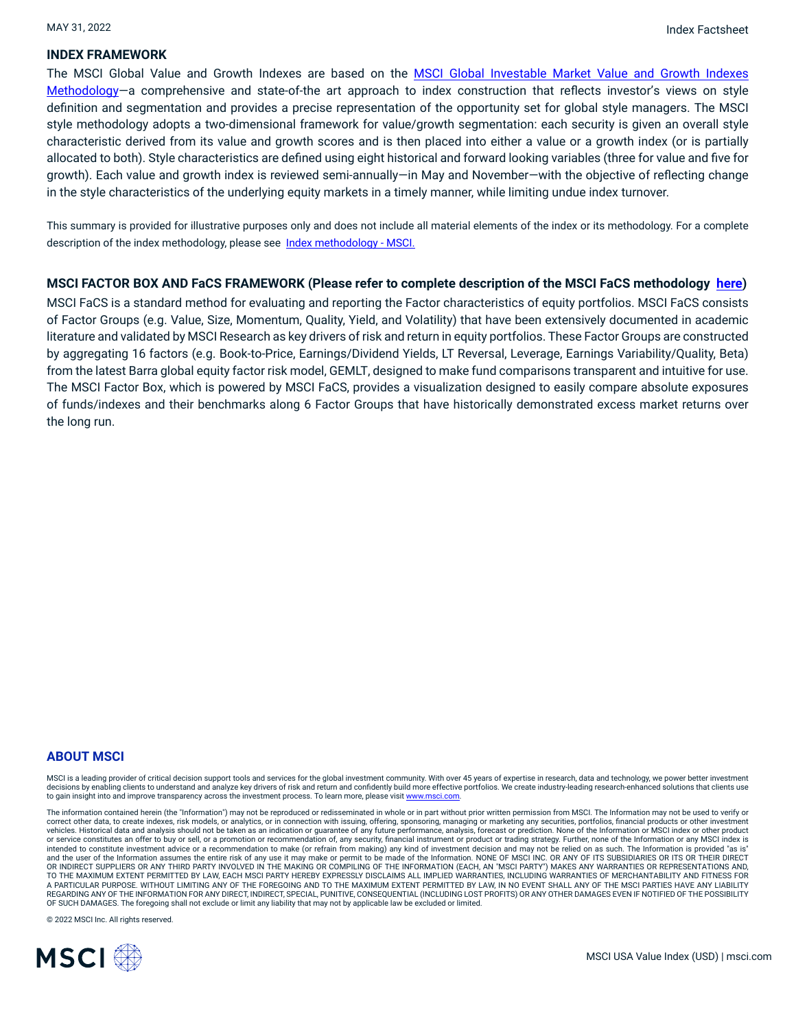## INDEX FRAMEWORK

The MSCI Global Value and Growth Indexes are based on the MSCI Global Investable Market Value and Growth Indexes Methodology—a comprehensive and state-of-the art approach to index construction that reflects investor's views on style definition and segmentation and provides a precise representation of the opportunity set for global style managers. The MSCI style methodology adopts a two-dimensional framework for value/growth segmentation: each security is given an overall style characteristic derived from its value and growth scores and is then placed into either a value or a growth index (or is partially allocated to both). Style characteristics are defined using eight historical and forward looking variables (three for value and five for growth). Each value and growth index is reviewed semi-annually—in May and November—with the objective of reflecting change in the style characteristics of the underlying equity markets in a timely manner, while limiting undue index turnover.

This summary is provided for illustrative purposes only and does not include all material elements of the index or its methodology. For a complete description of the index methodology, please see Index methodology - MSCI.

## MSCI FACTOR BOX AND FaCS FRAMEWORK (Please refer to complete description of the MSCI FaCS methodology here)

MSCI FaCS is a standard method for evaluating and reporting the Factor characteristics of equity portfolios. MSCI FaCS consists of Factor Groups (e.g. Value, Size, Momentum, Quality, Yield, and Volatility) that have been extensively documented in academic literature and validated by MSCI Research as key drivers of risk and return in equity portfolios. These Factor Groups are constructed by aggregating 16 factors (e.g. Book-to-Price, Earnings/Dividend Yields, LT Reversal, Leverage, Earnings Variability/Quality, Beta) from the latest Barra global equity factor risk model, GEMLT, designed to make fund comparisons transparent and intuitive for use. The MSCI Factor Box, which is powered by MSCI FaCS, provides a visualization designed to easily compare absolute exposures of funds/indexes and their benchmarks along 6 Factor Groups that have historically demonstrated excess market returns over the long run.

## ABOUT MSCI

MSCI is a leading provider of critical decision support tools and services for the global investment community. With over 45 years of expertise in research, data and technology, we power better investment decisions by enabling clients to understand and analyze key drivers of risk and return and confidently build more effective portfolios. We create industry-leading research-enhanced solutions that clients use to gain insight into and improve transparency across the investment process. To learn more, please visit www.msci.com.

The information contained herein (the "Information") may not be reproduced or redisseminated in whole or in part without prior written permission from MSCI. The Information may not be used to verify or correct other data, to create indexes, risk models, or analytics, or in connection with issuing, offering, sponsoring, managing or marketing any securities, portfolios, financial products or other investment vehicles. Historical data and analysis should not be taken as an indication or guarantee of any future performance, analysis, forecast or prediction. None of the Information or MSCI index or other product or service constitutes an offer to buy or sell, or a promotion or recommendation of, any security, financial instrument or product or trading strategy. Further, none of the Information or any MSCI index is intended to constitute investment advice or a recommendation to make (or refrain from making) any kind of investment decision and may not be relied on as such. The Information is provided "as is" and the user of the Information assumes the entire risk of any use it may make or permit to be made of the Information. NONE OF MSCI INC. OR ANY OF ITS SUBSIDIARIES OR ITS OR THEIR DIRECT OR INDIRECT SUPPLIERS OR ANY THIRD PARTY INVOLVED IN THE MAKING OR COMPILING OF THE INFORMATION (EACH, AN "MSCI PARTY") MAKES ANY WARRANTIES OR REPRESENTATIONS AND, TO THE MAXIMUM EXTENT PERMITTED BY LAW, EACH MSCI PARTY HEREBY EXPRESSLY DISCLAIMS ALL IMPLIED WARRANTIES, INCLUDING WARRANTIES OF MERCHANTABILITY AND FITNESS FOR A PARTICULAR PURPOSE. WITHOUT LIMITING ANY OF THE FOREGOING AND TO THE MAXIMUM EXTENT PERMITTED BY LAW, IN NO EVENT SHALL ANY OF THE MSCI PARTIES HAVE ANY LIABILITY REGARDING ANY OF THE INFORMATION FOR ANY DIRECT, INDIRECT, SPECIAL, PUNITIVE, CONSEQUENTIAL (INCLUDING LOST PROFITS) OR ANY OTHER DAMAGES EVEN IF NOTIFIED OF THE POSSIBILITY OF SUCH DAMAGES. The foregoing shall not exclude or limit any liability that may not by applicable law be excluded or limited.

© 2022 MSCI Inc. All rights reserved.